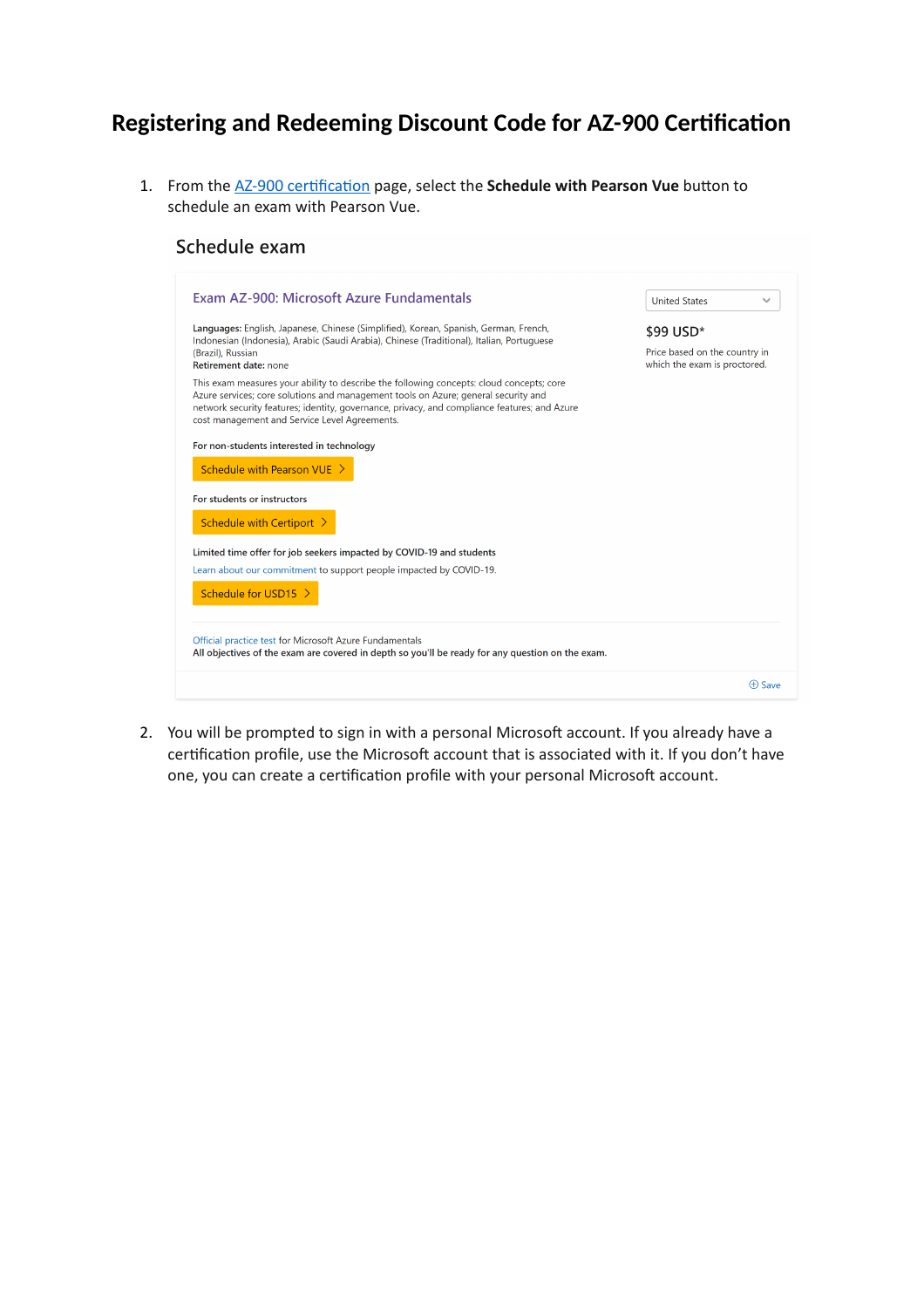# Registering and Redeeming Discount Code for AZ-900 Certification

1. From the [AZ-900 certification]() page, select the **Schedule with Pearson Vue** button to schedule an exam with Pearson Vue.

   ## Schedule exam

   ### Exam AZ-900: Microsoft Azure Fundamentals

   United States

   $99 USD*

   Price based on the country in which the exam is proctored.

   **Languages:** English, Japanese, Chinese (Simplified), Korean, Spanish, German, French, Indonesian (Indonesia), Arabic (Saudi Arabia), Chinese (Traditional), Italian, Portuguese (Brazil), Russian
   **Retirement date:** none

   This exam measures your ability to describe the following concepts: cloud concepts; core Azure services; core solutions and management tools on Azure; general security and network security features; identity, governance, privacy, and compliance features; and Azure cost management and Service Level Agreements.

   For non-students interested in technology

   Schedule with Pearson VUE >

   For students or instructors

   Schedule with Certiport >

   Limited time offer for job seekers impacted by COVID-19 and students

   Learn about our commitment to support people impacted by COVID-19.

   Schedule for USD15 >

   Official practice test for Microsoft Azure Fundamentals
   All objectives of the exam are covered in depth so you'll be ready for any question on the exam.

   Save

2. You will be prompted to sign in with a personal Microsoft account. If you already have a certification profile, use the Microsoft account that is associated with it. If you don't have one, you can create a certification profile with your personal Microsoft account.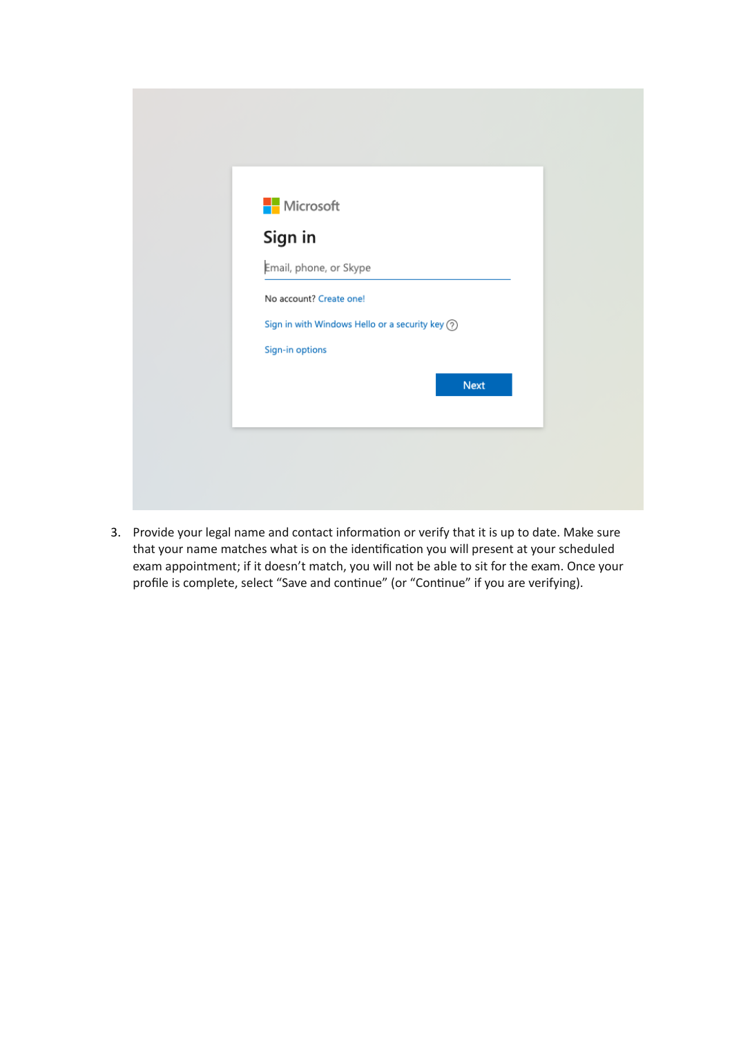3. Provide your legal name and contact information or verify that it is up to date. Make sure that your name matches what is on the identification you will present at your scheduled exam appointment; if it doesn't match, you will not be able to sit for the exam. Once your profile is complete, select "Save and continue" (or "Continue" if you are verifying).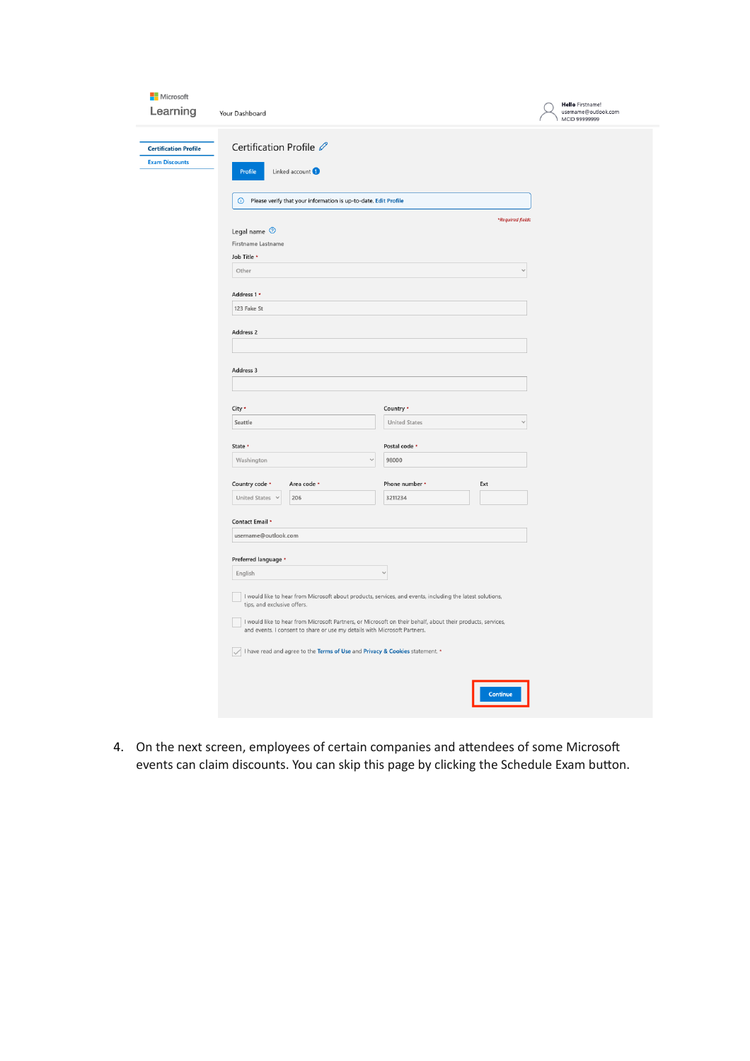4. On the next screen, employees of certain companies and attendees of some Microsoft events can claim discounts. You can skip this page by clicking the Schedule Exam button.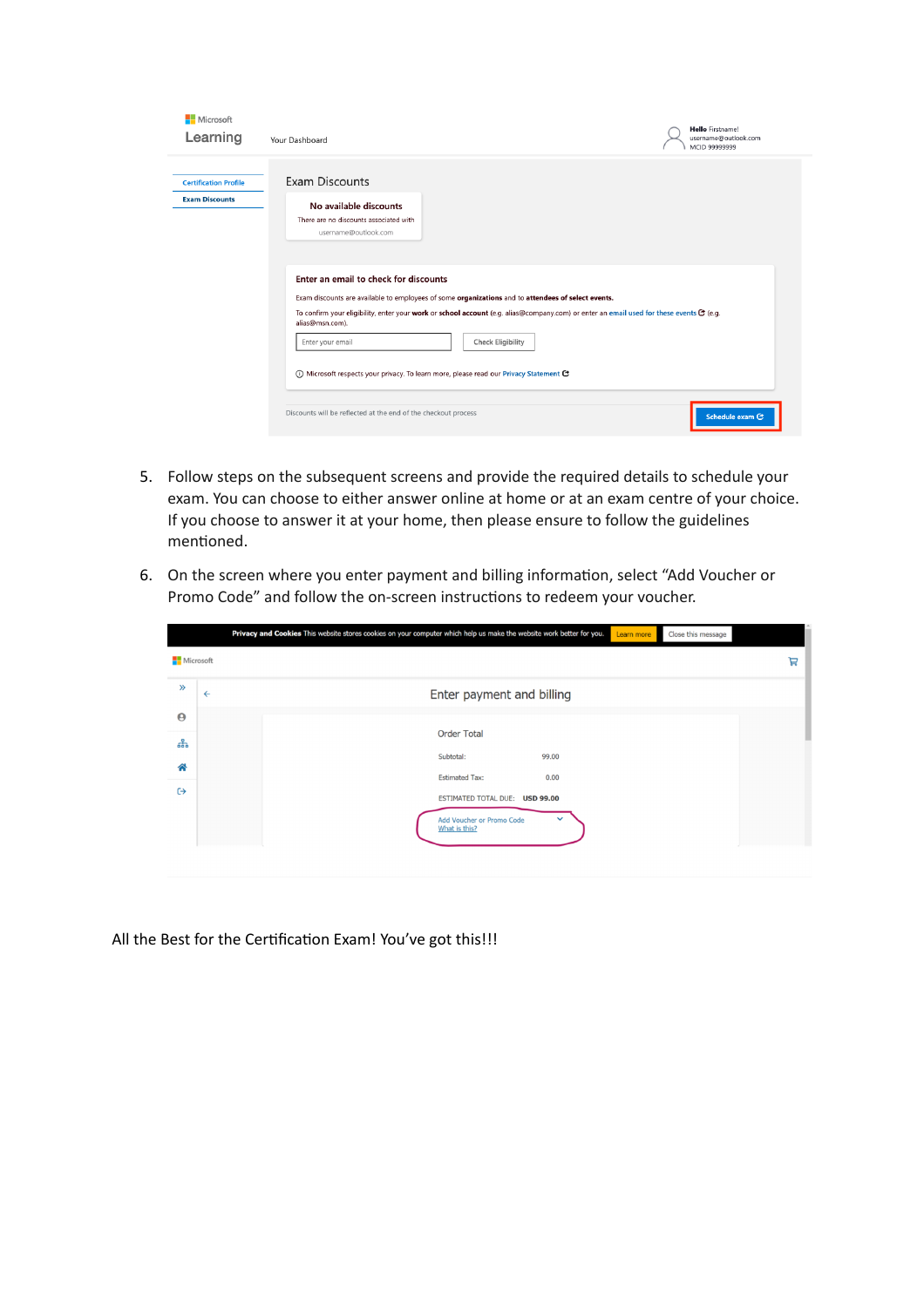5. Follow steps on the subsequent screens and provide the required details to schedule your exam. You can choose to either answer online at home or at an exam centre of your choice. If you choose to answer it at your home, then please ensure to follow the guidelines mentioned.
6. On the screen where you enter payment and billing information, select “Add Voucher or Promo Code” and follow the on-screen instructions to redeem your voucher.

All the Best for the Certification Exam! You’ve got this!!!